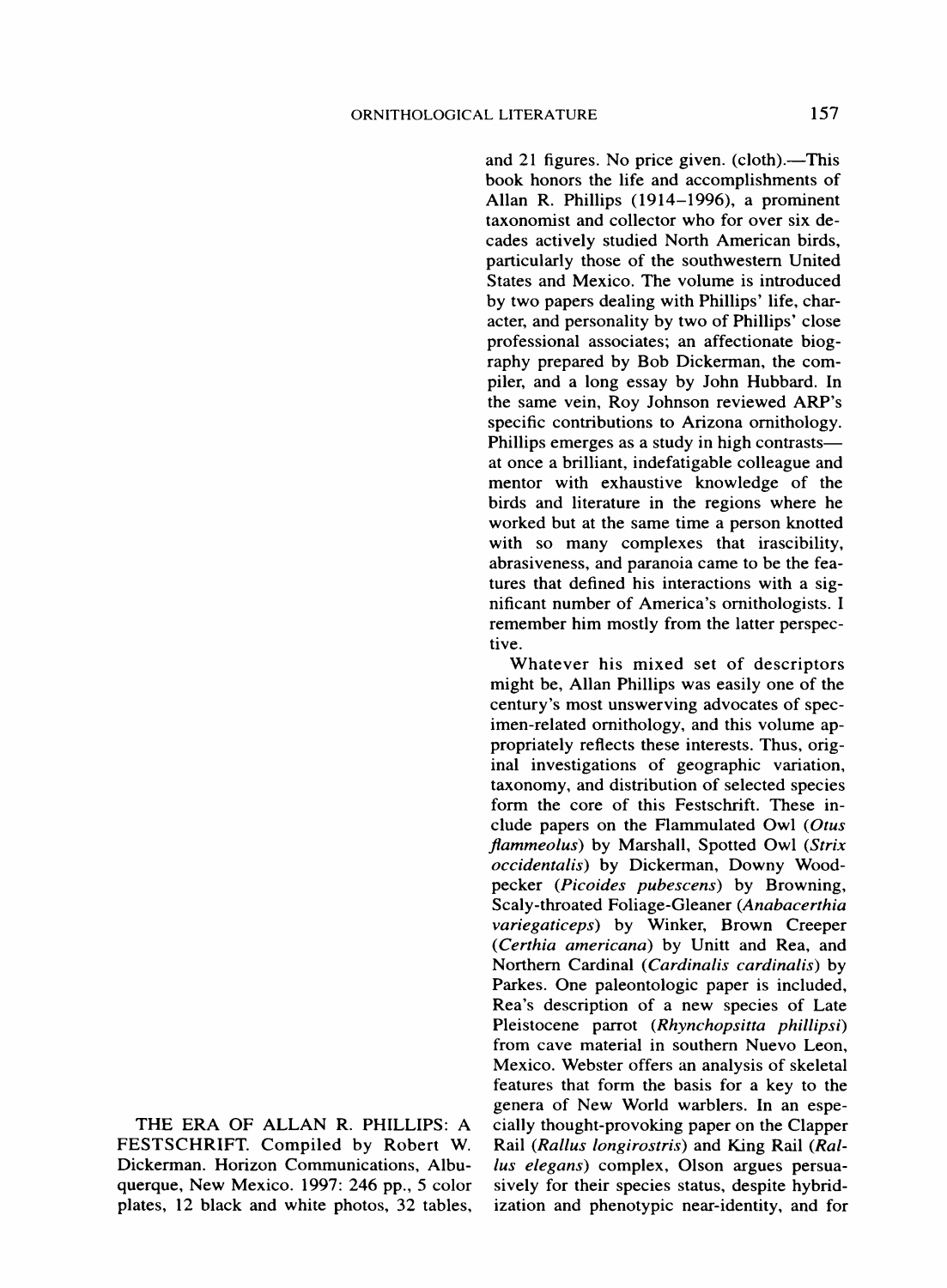THE ERA OF ALLAN R. PHILLIPS: A FESTSCHRIFT. Compiled by Robert W. Dickerman. Horizon Communications, Albuquerque, New Mexico. 1997: 246 pp., 5 color plates, 12 black and white photos, 32 tables, and 21 figures. No price given. (cloth).—This book honors the life and accomplishments of Allan R. Phillips (1914–1996), a prominent taxonomist and collector who for over six decades actively studied North American birds, particularly those of the southwestern United States and Mexico. The volume is introduced by two papers dealing with Phillips' life, character, and personality by two of Phillips' close professional associates; an affectionate biography prepared by Bob Dickerman, the compiler, and a long essay by John Hubbard. In the same vein, Roy Johnson reviewed ARP's specific contributions to Arizona ornithology. Phillips emerges as a study in high contrasts—at once a brilliant, indefatigable colleague and mentor with exhaustive knowledge of the birds and literature in the regions where he worked but at the same time a person knotted with so many complexes that irascibility, abrasiveness, and paranoia came to be the features that defined his interactions with a significant number of America's ornithologists. I remember him mostly from the latter perspective.

Whatever his mixed set of descriptors might be, Allan Phillips was easily one of the century's most unswerving advocates of specimen-related ornithology, and this volume appropriately reflects these interests. Thus, original investigations of geographic variation, taxonomy, and distribution of selected species form the core of this Festschrift. These include papers on the Flammulated Owl (*Otus flammeolus*) by Marshall, Spotted Owl (*Strix occidentalis*) by Dickerman, Downy Woodpecker (*Picoides pubescens*) by Browning, Scaly-throated Foliage-Gleaner (*Anabacerthia variegaticeps*) by Winker, Brown Creeper (*Certhia americana*) by Unitt and Rea, and Northern Cardinal (*Cardinalis cardinalis*) by Parkes. One paleontologic paper is included, Rea's description of a new species of Late Pleistocene parrot (*Rhynchopsitta phillipsi*) from cave material in southern Nuevo Leon, Mexico. Webster offers an analysis of skeletal features that form the basis for a key to the genera of New World warblers. In an especially thought-provoking paper on the Clapper Rail (*Rallus longirostris*) and King Rail (*Rallus elegans*) complex, Olson argues persuasively for their species status, despite hybridization and phenotypic near-identity, and for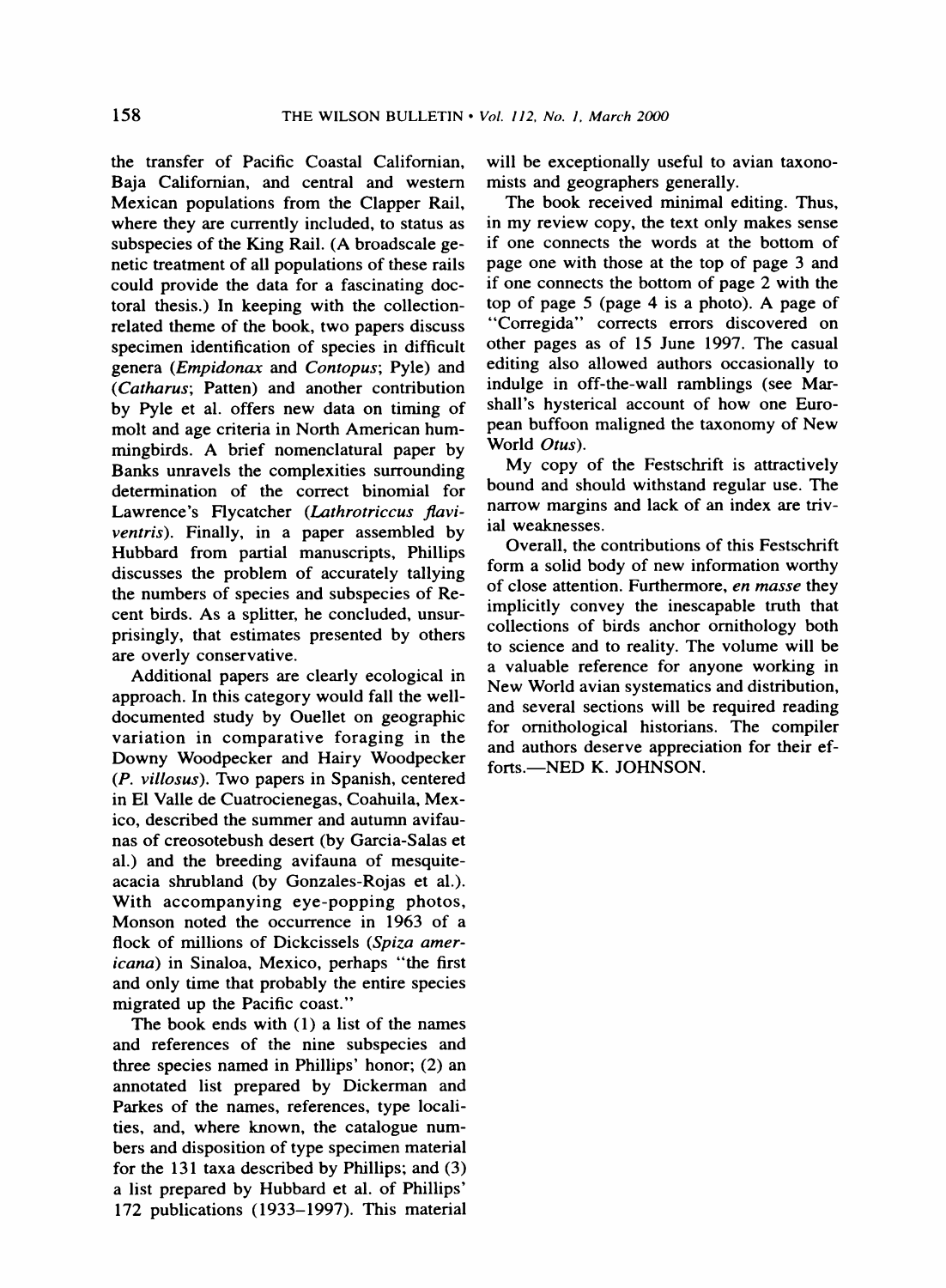the transfer of Pacific Coastal Californian, Baja Californian, and central and western Mexican populations from the Clapper Rail, where they are currently included, to status as subspecies of the King Rail. (A broadscale genetic treatment of all populations of these rails could provide the data for a fascinating doctoral thesis.) In keeping with the collection-related theme of the book, two papers discuss specimen identification of species in difficult genera (*Empidonax* and *Contopus*; Pyle) and (*Catharus*; Patten) and another contribution by Pyle et al. offers new data on timing of molt and age criteria in North American hummingbirds. A brief nomenclatural paper by Banks unravels the complexities surrounding determination of the correct binomial for Lawrence's Flycatcher (*Lathrotriccus flaviventris*). Finally, in a paper assembled by Hubbard from partial manuscripts, Phillips discusses the problem of accurately tallying the numbers of species and subspecies of Recent birds. As a splitter, he concluded, unsurprisingly, that estimates presented by others are overly conservative.

Additional papers are clearly ecological in approach. In this category would fall the well-documented study by Ouellet on geographic variation in comparative foraging in the Downy Woodpecker and Hairy Woodpecker (*P. villosus*). Two papers in Spanish, centered in El Valle de Cuatrocienegas, Coahuila, Mexico, described the summer and autumn avifaunas of creosotebush desert (by Garcia-Salas et al.) and the breeding avifauna of mesquite-acacia shrubland (by Gonzales-Rojas et al.). With accompanying eye-popping photos, Monson noted the occurrence in 1963 of a flock of millions of Dickcissels (*Spiza americana*) in Sinaloa, Mexico, perhaps "the first and only time that probably the entire species migrated up the Pacific coast."

The book ends with (1) a list of the names and references of the nine subspecies and three species named in Phillips' honor; (2) an annotated list prepared by Dickerman and Parkes of the names, references, type localities, and, where known, the catalogue numbers and disposition of type specimen material for the 131 taxa described by Phillips; and (3) a list prepared by Hubbard et al. of Phillips' 172 publications (1933–1997). This material will be exceptionally useful to avian taxonomists and geographers generally.

The book received minimal editing. Thus, in my review copy, the text only makes sense if one connects the words at the bottom of page one with those at the top of page 3 and if one connects the bottom of page 2 with the top of page 5 (page 4 is a photo). A page of "Corregida" corrects errors discovered on other pages as of 15 June 1997. The casual editing also allowed authors occasionally to indulge in off-the-wall ramblings (see Marshall's hysterical account of how one European buffoon maligned the taxonomy of New World *Otus*).

My copy of the Festschrift is attractively bound and should withstand regular use. The narrow margins and lack of an index are trivial weaknesses.

Overall, the contributions of this Festschrift form a solid body of new information worthy of close attention. Furthermore, *en masse* they implicitly convey the inescapable truth that collections of birds anchor ornithology both to science and to reality. The volume will be a valuable reference for anyone working in New World avian systematics and distribution, and several sections will be required reading for ornithological historians. The compiler and authors deserve appreciation for their efforts.—NED K. JOHNSON.